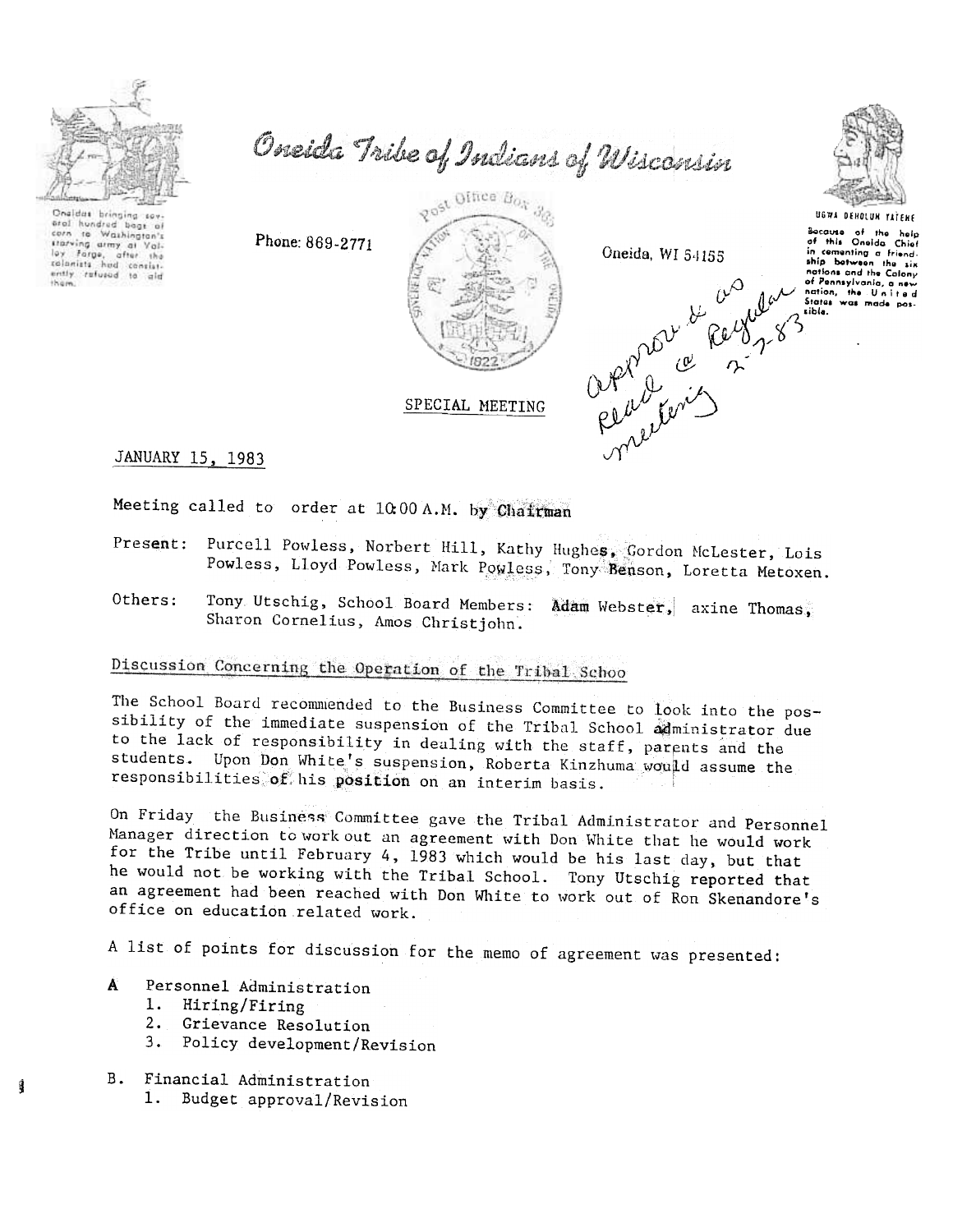# Oneida Tribe of Indians of Wisconsin

Oneidas bringing several hundred bags of corn to Washington's starving army at Valley Forge, after the colonists had consistently refused to aid them.

Phone: 869-2771

Post Office Box 365

Oneida, WI 54155

UGWA DEHOLUH YATEHE

Because of the help of this Oneida Chief in cementing a friendship between the six nations and the Colony of Pennsylvania, a new nation, the United States was made possible.

approved as read @ Regular meeting 2-7-83

SPECIAL MEETING

JANUARY 15, 1983

Meeting called to order at 10:00 A.M. by Chairman

Present: Purcell Powless, Norbert Hill, Kathy Hughes, Gordon McLester, Lois Powless, Lloyd Powless, Mark Powless, Tony Benson, Loretta Metoxen.

Others: Tony Utschig, School Board Members: Adam Webster, axine Thomas, Sharon Cornelius, Amos Christjohn.

## Discussion Concerning the Operation of the Tribal Schoo

The School Board recommended to the Business Committee to look into the possibility of the immediate suspension of the Tribal School administrator due to the lack of responsibility in dealing with the staff, parents and the students. Upon Don White's suspension, Roberta Kinzhuma would assume the responsibilities of his position on an interim basis.

On Friday the Business Committee gave the Tribal Administrator and Personnel Manager direction to work out an agreement with Don White that he would work for the Tribe until February 4, 1983 which would be his last day, but that he would not be working with the Tribal School. Tony Utschig reported that an agreement had been reached with Don White to work out of Ron Skenandore's office on education related work.

A list of points for discussion for the memo of agreement was presented:

A Personnel Administration
 1. Hiring/Firing
 2. Grievance Resolution
 3. Policy development/Revision

B. Financial Administration
 1. Budget approval/Revision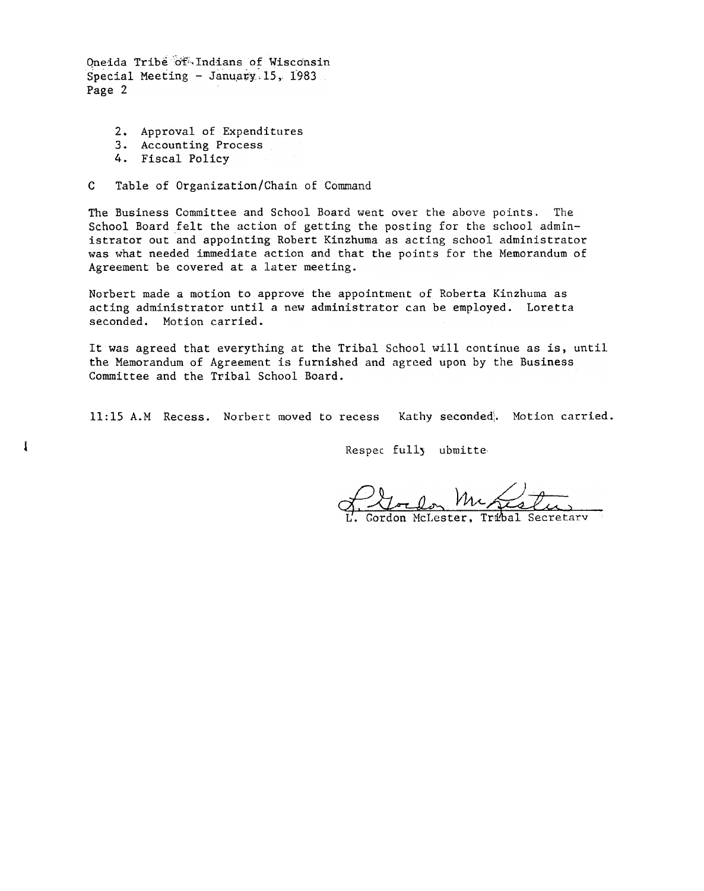Oneida Tribe of Indians of Wisconsin
Special Meeting - January 15, 1983
Page 2

2. Approval of Expenditures
3. Accounting Process
4. Fiscal Policy

C Table of Organization/Chain of Command

The Business Committee and School Board went over the above points. The School Board felt the action of getting the posting for the school administrator out and appointing Robert Kinzhuma as acting school administrator was what needed immediate action and that the points for the Memorandum of Agreement be covered at a later meeting.

Norbert made a motion to approve the appointment of Roberta Kinzhuma as acting administrator until a new administrator can be employed. Loretta seconded. Motion carried.

It was agreed that everything at the Tribal School will continue as is, until the Memorandum of Agreement is furnished and agreed upon by the Business Committee and the Tribal School Board.

11:15 A.M Recess. Norbert moved to recess Kathy seconded. Motion carried.

Respec fully ubmitte

L. Gordon McLester, Tribal Secretary